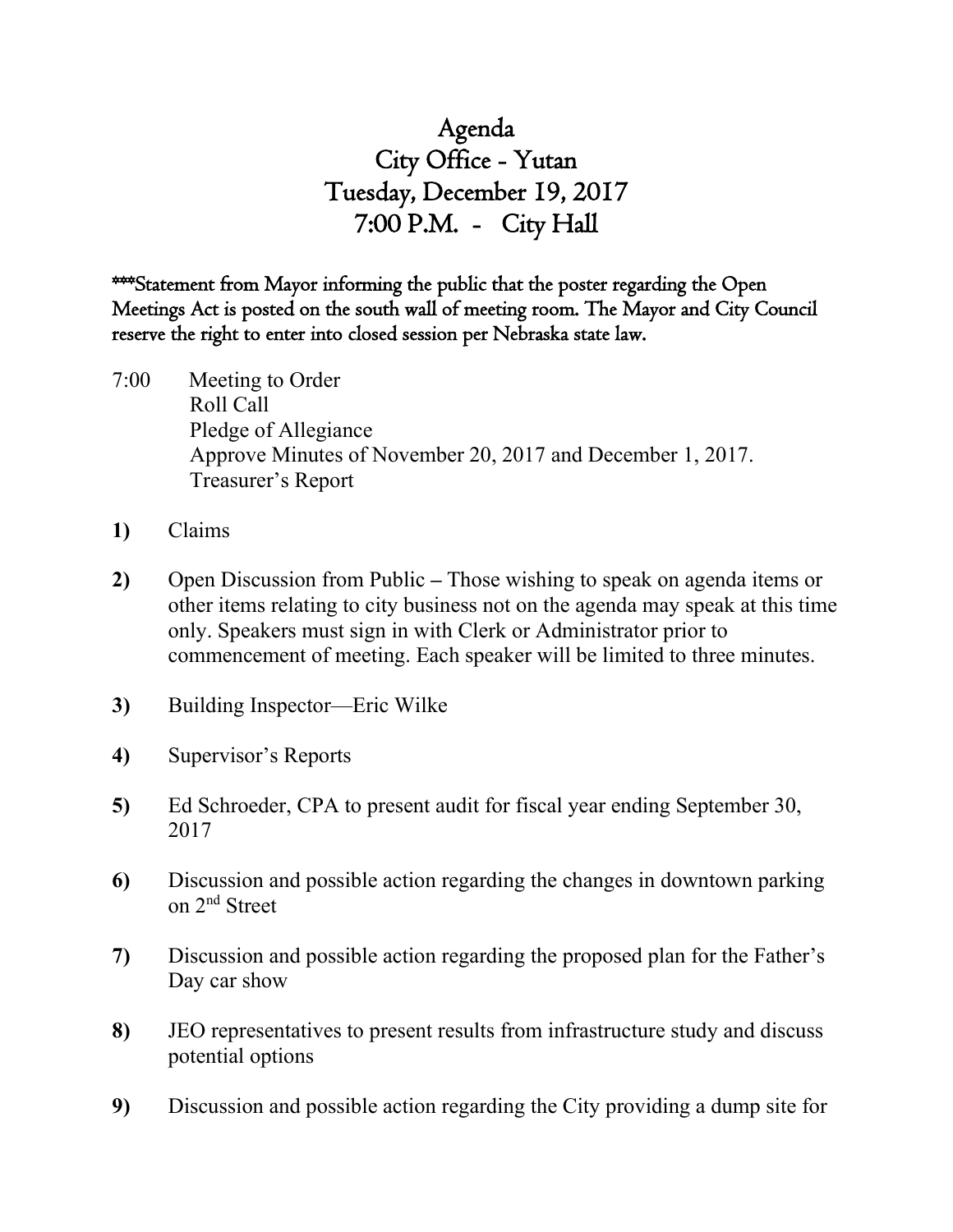# Agenda
# City Office - Yutan
# Tuesday, December 19, 2017
# 7:00 P.M. - City Hall

***Statement from Mayor informing the public that the poster regarding the Open Meetings Act is posted on the south wall of meeting room. The Mayor and City Council reserve the right to enter into closed session per Nebraska state law.

7:00 Meeting to Order
Roll Call
Pledge of Allegiance
Approve Minutes of November 20, 2017 and December 1, 2017.
Treasurer's Report

**1)** Claims

**2)** Open Discussion from Public – Those wishing to speak on agenda items or other items relating to city business not on the agenda may speak at this time only. Speakers must sign in with Clerk or Administrator prior to commencement of meeting. Each speaker will be limited to three minutes.

**3)** Building Inspector—Eric Wilke

**4)** Supervisor's Reports

**5)** Ed Schroeder, CPA to present audit for fiscal year ending September 30, 2017

**6)** Discussion and possible action regarding the changes in downtown parking on 2nd Street

**7)** Discussion and possible action regarding the proposed plan for the Father's Day car show

**8)** JEO representatives to present results from infrastructure study and discuss potential options

**9)** Discussion and possible action regarding the City providing a dump site for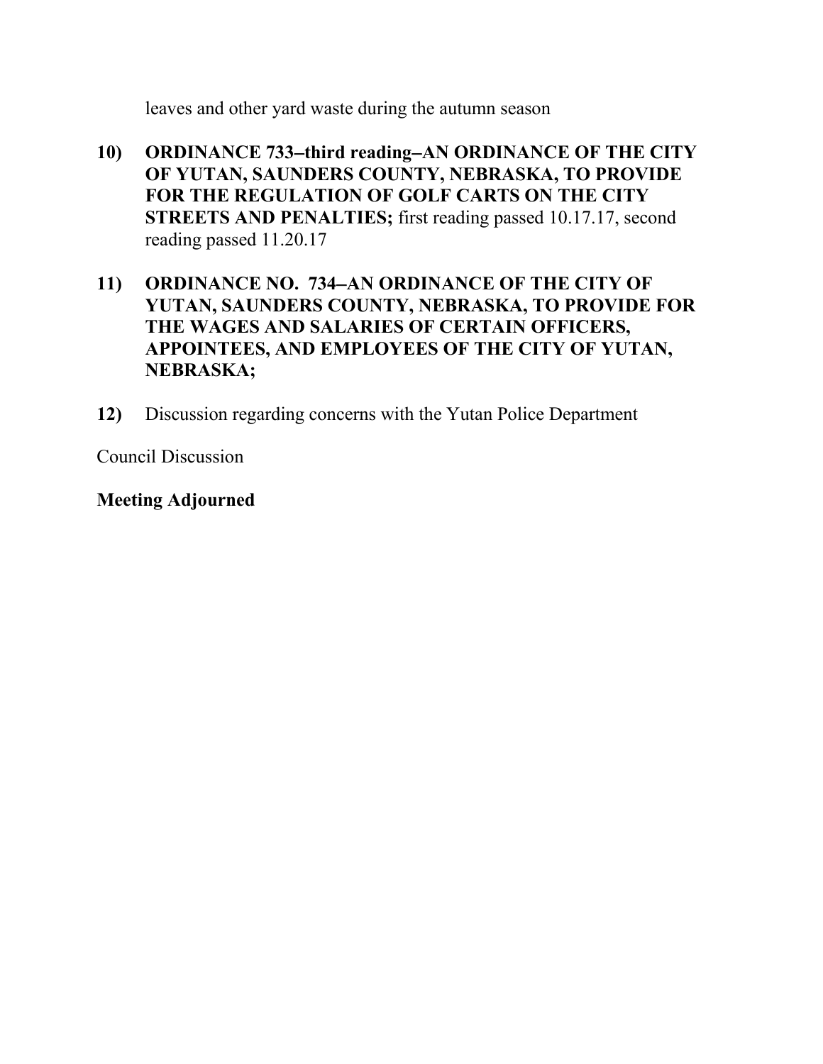leaves and other yard waste during the autumn season

10) **ORDINANCE 733–third reading–AN ORDINANCE OF THE CITY OF YUTAN, SAUNDERS COUNTY, NEBRASKA, TO PROVIDE FOR THE REGULATION OF GOLF CARTS ON THE CITY STREETS AND PENALTIES;** first reading passed 10.17.17, second reading passed 11.20.17

11) **ORDINANCE NO. 734–AN ORDINANCE OF THE CITY OF YUTAN, SAUNDERS COUNTY, NEBRASKA, TO PROVIDE FOR THE WAGES AND SALARIES OF CERTAIN OFFICERS, APPOINTEES, AND EMPLOYEES OF THE CITY OF YUTAN, NEBRASKA;**

12) Discussion regarding concerns with the Yutan Police Department

Council Discussion

**Meeting Adjourned**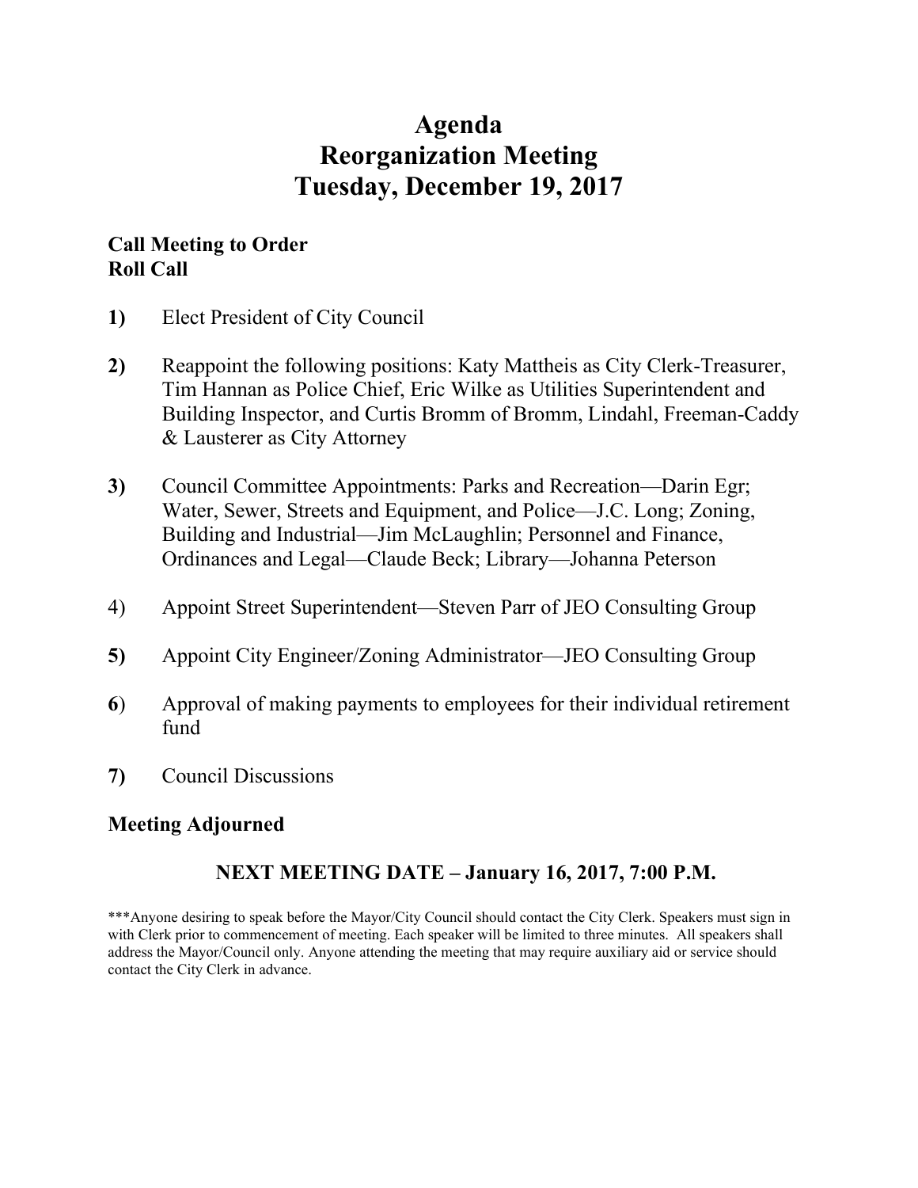# Agenda
# Reorganization Meeting
# Tuesday, December 19, 2017

**Call Meeting to Order**
**Roll Call**

**1)** Elect President of City Council

**2)** Reappoint the following positions: Katy Mattheis as City Clerk-Treasurer, Tim Hannan as Police Chief, Eric Wilke as Utilities Superintendent and Building Inspector, and Curtis Bromm of Bromm, Lindahl, Freeman-Caddy & Lausterer as City Attorney

**3)** Council Committee Appointments: Parks and Recreation—Darin Egr; Water, Sewer, Streets and Equipment, and Police—J.C. Long; Zoning, Building and Industrial—Jim McLaughlin; Personnel and Finance, Ordinances and Legal—Claude Beck; Library—Johanna Peterson

4) Appoint Street Superintendent—Steven Parr of JEO Consulting Group

**5)** Appoint City Engineer/Zoning Administrator—JEO Consulting Group

**6**) Approval of making payments to employees for their individual retirement fund

**7)** Council Discussions

**Meeting Adjourned**

**NEXT MEETING DATE – January 16, 2017, 7:00 P.M.**

***Anyone desiring to speak before the Mayor/City Council should contact the City Clerk. Speakers must sign in with Clerk prior to commencement of meeting. Each speaker will be limited to three minutes. All speakers shall address the Mayor/Council only. Anyone attending the meeting that may require auxiliary aid or service should contact the City Clerk in advance.